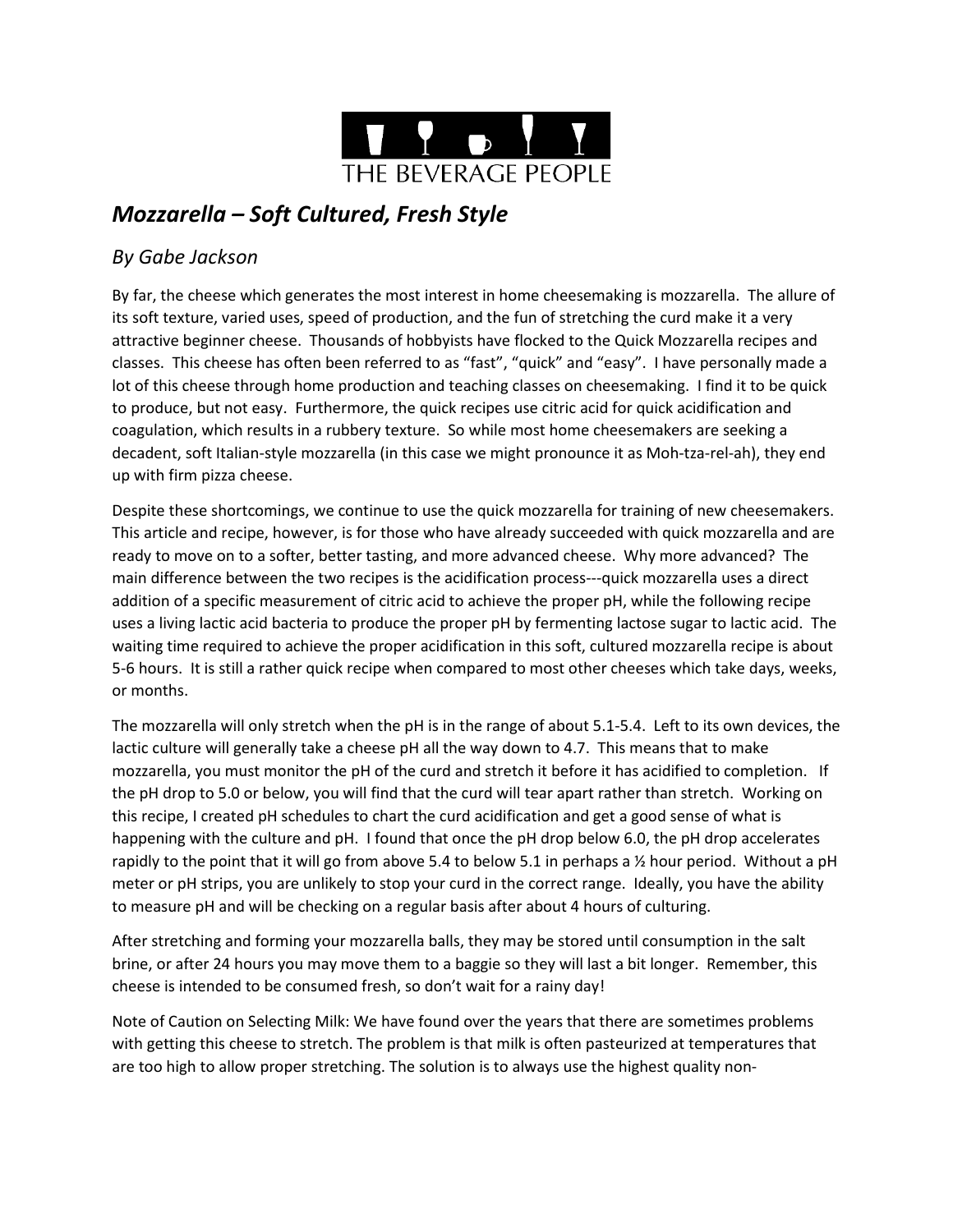THE BEVERAGE PEOPLE

# *Mozzarella – Soft Cultured, Fresh Style*

## *By Gabe Jackson*

By far, the cheese which generates the most interest in home cheesemaking is mozzarella. The allure of its soft texture, varied uses, speed of production, and the fun of stretching the curd make it a very attractive beginner cheese. Thousands of hobbyists have flocked to the Quick Mozzarella recipes and classes. This cheese has often been referred to as "fast", "quick" and "easy". I have personally made a lot of this cheese through home production and teaching classes on cheesemaking. I find it to be quick to produce, but not easy. Furthermore, the quick recipes use citric acid for quick acidification and coagulation, which results in a rubbery texture. So while most home cheesemakers are seeking a decadent, soft Italian-style mozzarella (in this case we might pronounce it as Moh-tza-rel-ah), they end up with firm pizza cheese.

Despite these shortcomings, we continue to use the quick mozzarella for training of new cheesemakers. This article and recipe, however, is for those who have already succeeded with quick mozzarella and are ready to move on to a softer, better tasting, and more advanced cheese. Why more advanced? The main difference between the two recipes is the acidification process---quick mozzarella uses a direct addition of a specific measurement of citric acid to achieve the proper pH, while the following recipe uses a living lactic acid bacteria to produce the proper pH by fermenting lactose sugar to lactic acid. The waiting time required to achieve the proper acidification in this soft, cultured mozzarella recipe is about 5-6 hours. It is still a rather quick recipe when compared to most other cheeses which take days, weeks, or months.

The mozzarella will only stretch when the pH is in the range of about 5.1-5.4. Left to its own devices, the lactic culture will generally take a cheese pH all the way down to 4.7. This means that to make mozzarella, you must monitor the pH of the curd and stretch it before it has acidified to completion. If the pH drop to 5.0 or below, you will find that the curd will tear apart rather than stretch. Working on this recipe, I created pH schedules to chart the curd acidification and get a good sense of what is happening with the culture and pH. I found that once the pH drop below 6.0, the pH drop accelerates rapidly to the point that it will go from above 5.4 to below 5.1 in perhaps a ½ hour period. Without a pH meter or pH strips, you are unlikely to stop your curd in the correct range. Ideally, you have the ability to measure pH and will be checking on a regular basis after about 4 hours of culturing.

After stretching and forming your mozzarella balls, they may be stored until consumption in the salt brine, or after 24 hours you may move them to a baggie so they will last a bit longer. Remember, this cheese is intended to be consumed fresh, so don't wait for a rainy day!

Note of Caution on Selecting Milk: We have found over the years that there are sometimes problems with getting this cheese to stretch. The problem is that milk is often pasteurized at temperatures that are too high to allow proper stretching. The solution is to always use the highest quality non-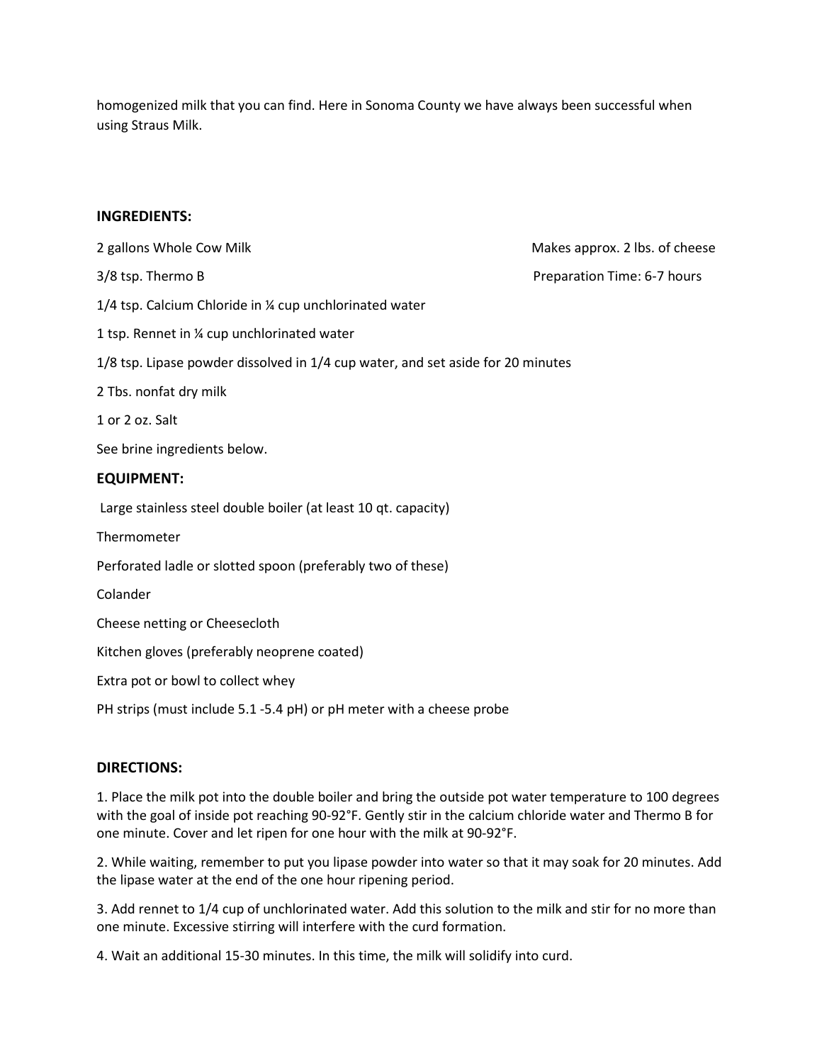homogenized milk that you can find. Here in Sonoma County we have always been successful when using Straus Milk.

### INGREDIENTS:

2 gallons Whole Cow Milk

3/8 tsp. Thermo B

1/4 tsp. Calcium Chloride in ¼ cup unchlorinated water

1 tsp. Rennet in ¼ cup unchlorinated water

1/8 tsp. Lipase powder dissolved in 1/4 cup water, and set aside for 20 minutes

2 Tbs. nonfat dry milk

1 or 2 oz. Salt

See brine ingredients below.

Makes approx. 2 lbs. of cheese

Preparation Time: 6-7 hours

### EQUIPMENT:

Large stainless steel double boiler (at least 10 qt. capacity)

Thermometer

Perforated ladle or slotted spoon (preferably two of these)

Colander

Cheese netting or Cheesecloth

Kitchen gloves (preferably neoprene coated)

Extra pot or bowl to collect whey

PH strips (must include 5.1 -5.4 pH) or pH meter with a cheese probe

### DIRECTIONS:

1. Place the milk pot into the double boiler and bring the outside pot water temperature to 100 degrees with the goal of inside pot reaching 90-92°F. Gently stir in the calcium chloride water and Thermo B for one minute. Cover and let ripen for one hour with the milk at 90-92°F.

2. While waiting, remember to put you lipase powder into water so that it may soak for 20 minutes. Add the lipase water at the end of the one hour ripening period.

3. Add rennet to 1/4 cup of unchlorinated water. Add this solution to the milk and stir for no more than one minute. Excessive stirring will interfere with the curd formation.

4. Wait an additional 15-30 minutes. In this time, the milk will solidify into curd.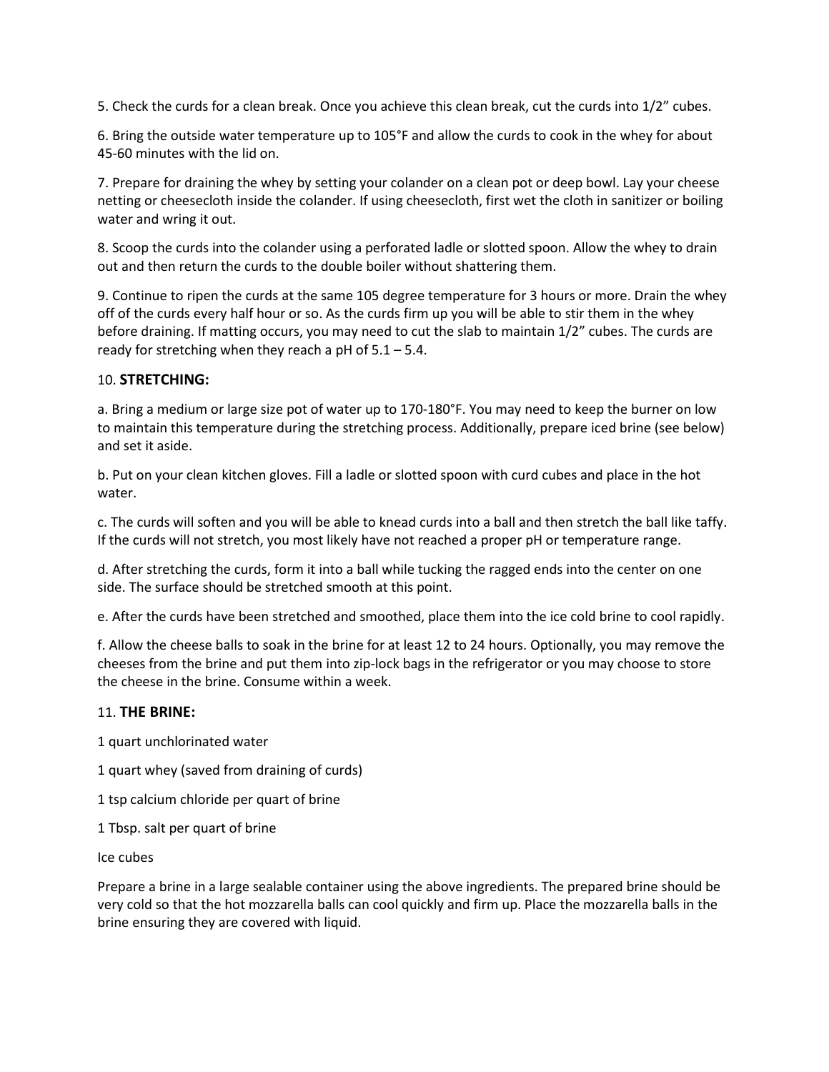5. Check the curds for a clean break. Once you achieve this clean break, cut the curds into 1/2" cubes.

6. Bring the outside water temperature up to 105°F and allow the curds to cook in the whey for about 45-60 minutes with the lid on.

7. Prepare for draining the whey by setting your colander on a clean pot or deep bowl. Lay your cheese netting or cheesecloth inside the colander. If using cheesecloth, first wet the cloth in sanitizer or boiling water and wring it out.

8. Scoop the curds into the colander using a perforated ladle or slotted spoon. Allow the whey to drain out and then return the curds to the double boiler without shattering them.

9. Continue to ripen the curds at the same 105 degree temperature for 3 hours or more. Drain the whey off of the curds every half hour or so. As the curds firm up you will be able to stir them in the whey before draining. If matting occurs, you may need to cut the slab to maintain 1/2" cubes. The curds are ready for stretching when they reach a pH of 5.1 – 5.4.

10. **STRETCHING:**

a. Bring a medium or large size pot of water up to 170-180°F. You may need to keep the burner on low to maintain this temperature during the stretching process. Additionally, prepare iced brine (see below) and set it aside.

b. Put on your clean kitchen gloves. Fill a ladle or slotted spoon with curd cubes and place in the hot water.

c. The curds will soften and you will be able to knead curds into a ball and then stretch the ball like taffy. If the curds will not stretch, you most likely have not reached a proper pH or temperature range.

d. After stretching the curds, form it into a ball while tucking the ragged ends into the center on one side. The surface should be stretched smooth at this point.

e. After the curds have been stretched and smoothed, place them into the ice cold brine to cool rapidly.

f. Allow the cheese balls to soak in the brine for at least 12 to 24 hours. Optionally, you may remove the cheeses from the brine and put them into zip-lock bags in the refrigerator or you may choose to store the cheese in the brine. Consume within a week.

11. **THE BRINE:**

1 quart unchlorinated water

1 quart whey (saved from draining of curds)

1 tsp calcium chloride per quart of brine

1 Tbsp. salt per quart of brine

Ice cubes

Prepare a brine in a large sealable container using the above ingredients. The prepared brine should be very cold so that the hot mozzarella balls can cool quickly and firm up. Place the mozzarella balls in the brine ensuring they are covered with liquid.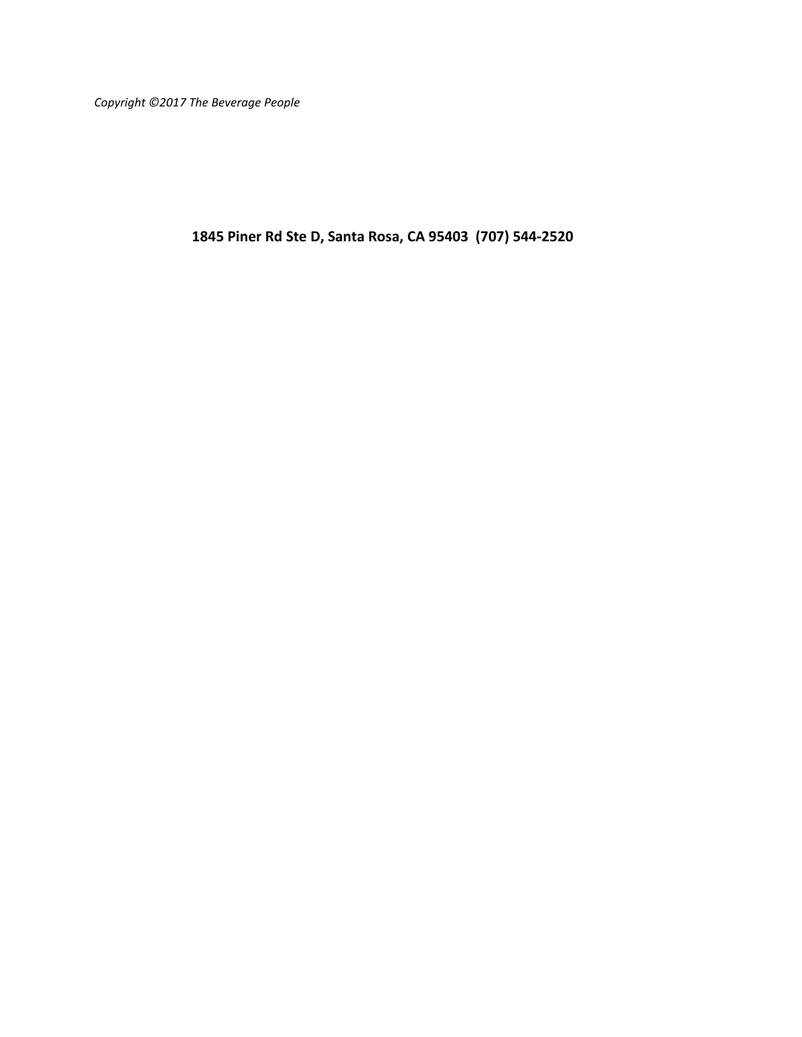*Copyright ©2017 The Beverage People*

**1845 Piner Rd Ste D, Santa Rosa, CA 95403  (707) 544-2520**